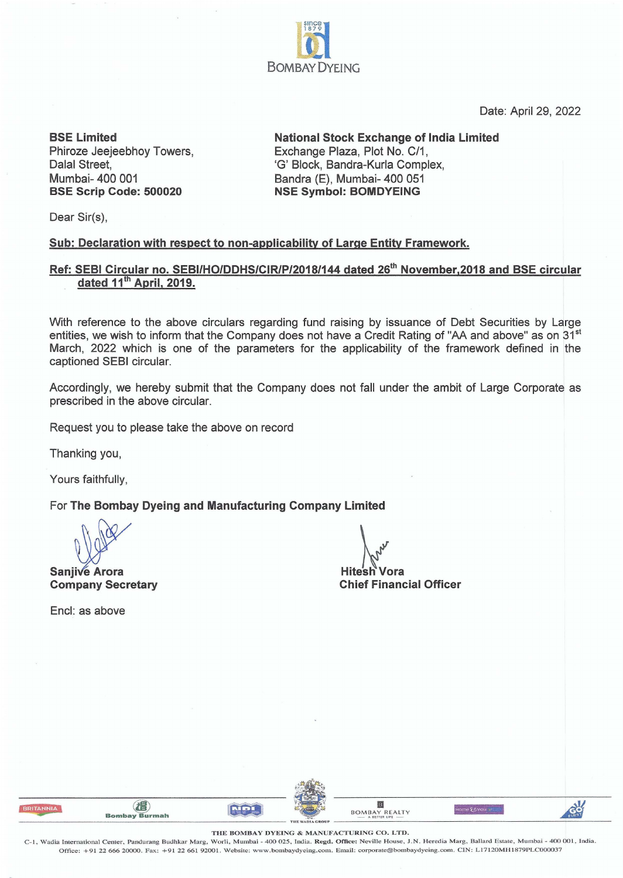Date: April 29, 2022

**BSE Limited**
Phiroze Jeejeebhoy Towers,
Dalal Street,
Mumbai- 400 001
**BSE Scrip Code: 500020**

**National Stock Exchange of India Limited**
Exchange Plaza, Plot No. C/1,
'G' Block, Bandra-Kurla Complex,
Bandra (E), Mumbai- 400 051
**NSE Symbol: BOMDYEING**

Dear Sir(s),

**Sub: Declaration with respect to non-applicability of Large Entity Framework.**

**Ref: SEBI Circular no. SEBI/HO/DDHS/CIR/P/2018/144 dated 26th November,2018 and BSE circular dated 11th April, 2019.**

With reference to the above circulars regarding fund raising by issuance of Debt Securities by Large entities, we wish to inform that the Company does not have a Credit Rating of "AA and above" as on 31st March, 2022 which is one of the parameters for the applicability of the framework defined in the captioned SEBI circular.

Accordingly, we hereby submit that the Company does not fall under the ambit of Large Corporate as prescribed in the above circular.

Request you to please take the above on record

Thanking you,

Yours faithfully,

For **The Bombay Dyeing and Manufacturing Company Limited**

**Sanjive Arora**
**Company Secretary**

**Hitesh Vora**
**Chief Financial Officer**

Encl: as above

**THE BOMBAY DYEING & MANUFACTURING CO. LTD.**
C-1, Wadia International Center, Pandurang Budhkar Marg, Worli, Mumbai - 400 025, India. **Regd. Office:** Neville House, J.N. Heredia Marg, Ballard Estate, Mumbai - 400 001, India.
Office: +91 22 666 20000. Fax: +91 22 661 92001. Website: www.bombaydyeing.com. Email: corporate@bombaydyeing.com. CIN: L17120MH1879PLC000037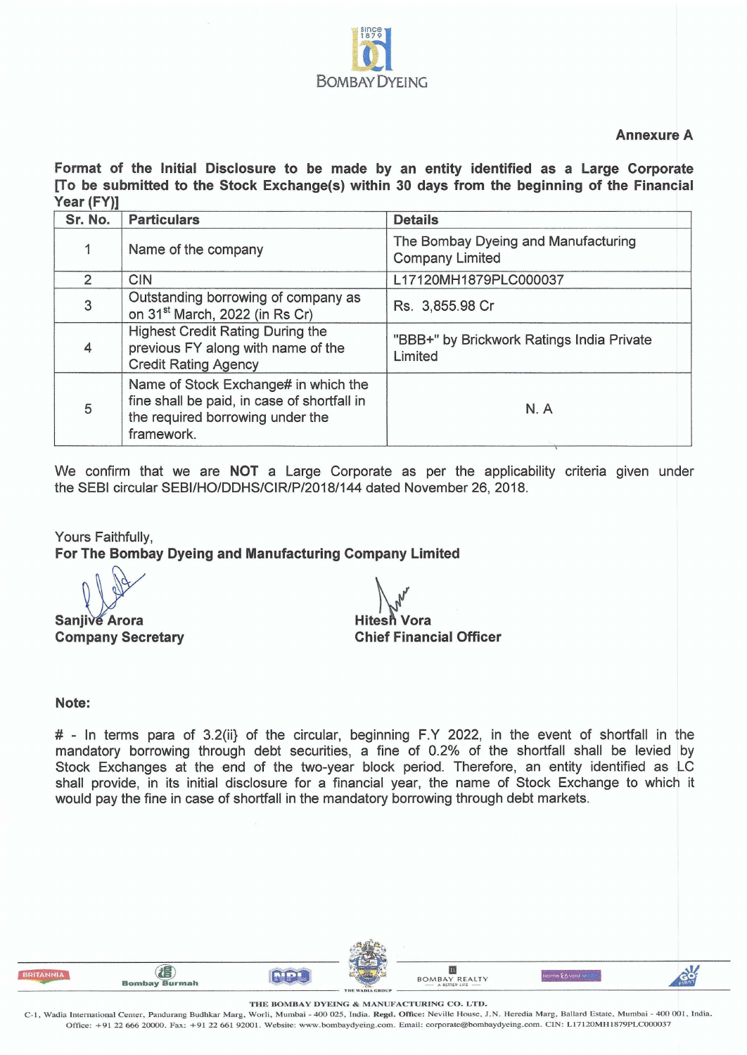**Annexure A**

**Format of the Initial Disclosure to be made by an entity identified as a Large Corporate [To be submitted to the Stock Exchange(s) within 30 days from the beginning of the Financial Year (FY)]**

| Sr. No. | Particulars | Details |
|---|---|---|
| 1 | Name of the company | The Bombay Dyeing and Manufacturing Company Limited |
| 2 | CIN | L17120MH1879PLC000037 |
| 3 | Outstanding borrowing of company as on 31st March, 2022 (in Rs Cr) | Rs. 3,855.98 Cr |
| 4 | Highest Credit Rating During the previous FY along with name of the Credit Rating Agency | "BBB+" by Brickwork Ratings India Private Limited |
| 5 | Name of Stock Exchange# in which the fine shall be paid, in case of shortfall in the required borrowing under the framework. | N. A |

We confirm that we are **NOT** a Large Corporate as per the applicability criteria given under the SEBI circular SEBI/HO/DDHS/CIR/P/2018/144 dated November 26, 2018.

Yours Faithfully,
**For The Bombay Dyeing and Manufacturing Company Limited**

**Sanjive Arora**
**Company Secretary**

**Hitesh Vora**
**Chief Financial Officer**

**Note:**

# - In terms para of 3.2(ii} of the circular, beginning F.Y 2022, in the event of shortfall in the mandatory borrowing through debt securities, a fine of 0.2% of the shortfall shall be levied by Stock Exchanges at the end of the two-year block period. Therefore, an entity identified as LC shall provide, in its initial disclosure for a financial year, the name of Stock Exchange to which it would pay the fine in case of shortfall in the mandatory borrowing through debt markets.